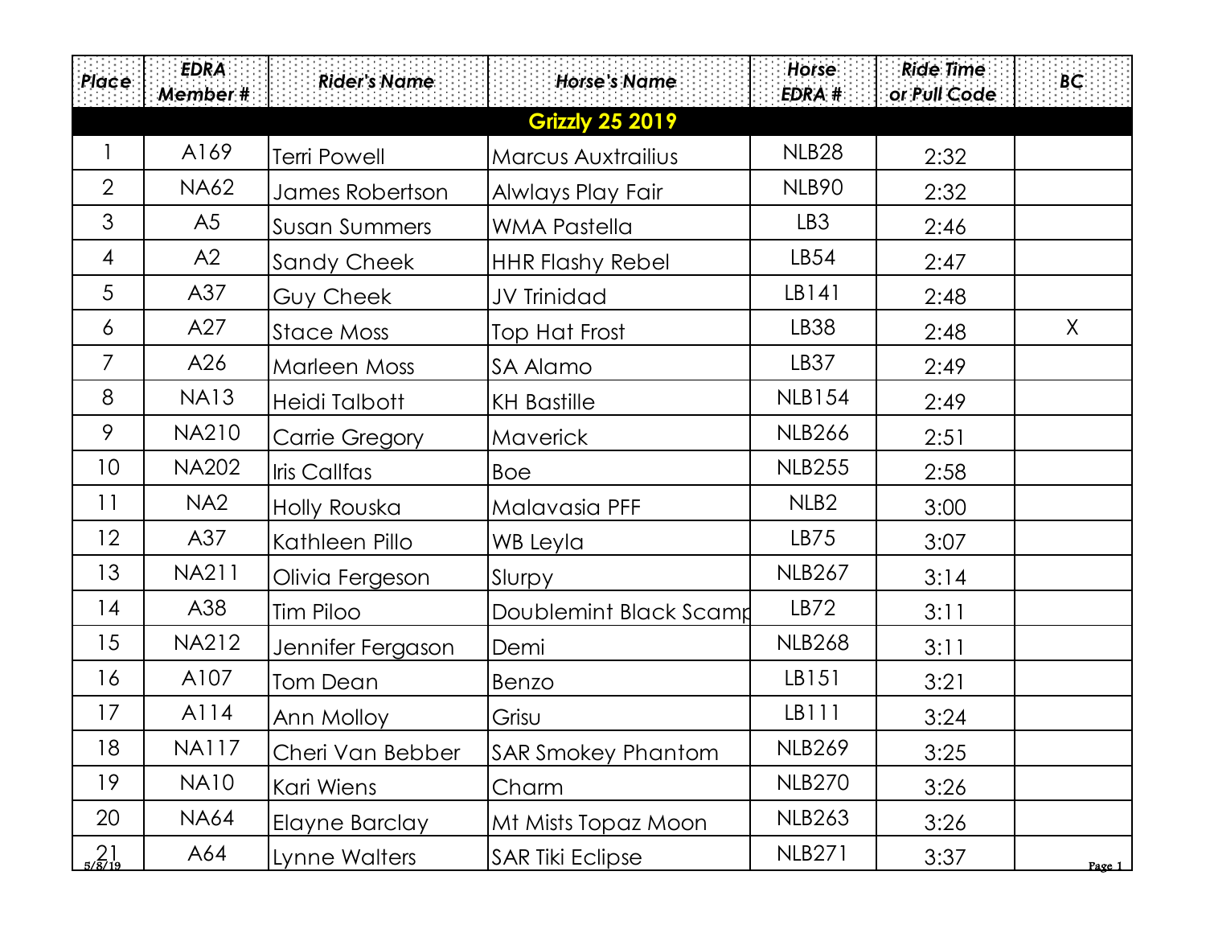| Place | EDRA Member # | Rider's Name | Horse's Name | Horse EDRA # | Ride Time or Pull Code | BC |
| --- | --- | --- | --- | --- | --- | --- |
| **Grizzly 25 2019** | | | | | | |
| 1 | A169 | Terri Powell | Marcus Auxtrailius | NLB28 | 2:32 | |
| 2 | NA62 | James Robertson | Alwlays Play Fair | NLB90 | 2:32 | |
| 3 | A5 | Susan Summers | WMA Pastella | LB3 | 2:46 | |
| 4 | A2 | Sandy Cheek | HHR Flashy Rebel | LB54 | 2:47 | |
| 5 | A37 | Guy Cheek | JV Trinidad | LB141 | 2:48 | |
| 6 | A27 | Stace Moss | Top Hat Frost | LB38 | 2:48 | X |
| 7 | A26 | Marleen Moss | SA Alamo | LB37 | 2:49 | |
| 8 | NA13 | Heidi Talbott | KH Bastille | NLB154 | 2:49 | |
| 9 | NA210 | Carrie Gregory | Maverick | NLB266 | 2:51 | |
| 10 | NA202 | Iris Callfas | Boe | NLB255 | 2:58 | |
| 11 | NA2 | Holly Rouska | Malavasia PFF | NLB2 | 3:00 | |
| 12 | A37 | Kathleen Pillo | WB Leyla | LB75 | 3:07 | |
| 13 | NA211 | Olivia Fergeson | Slurpy | NLB267 | 3:14 | |
| 14 | A38 | Tim Piloo | Doublemint Black Scamp | LB72 | 3:11 | |
| 15 | NA212 | Jennifer Fergason | Demi | NLB268 | 3:11 | |
| 16 | A107 | Tom Dean | Benzo | LB151 | 3:21 | |
| 17 | A114 | Ann Molloy | Grisu | LB111 | 3:24 | |
| 18 | NA117 | Cheri Van Bebber | SAR Smokey Phantom | NLB269 | 3:25 | |
| 19 | NA10 | Kari Wiens | Charm | NLB270 | 3:26 | |
| 20 | NA64 | Elayne Barclay | Mt Mists Topaz Moon | NLB263 | 3:26 | |
| 21 | A64 | Lynne Walters | SAR Tiki Eclipse | NLB271 | 3:37 | |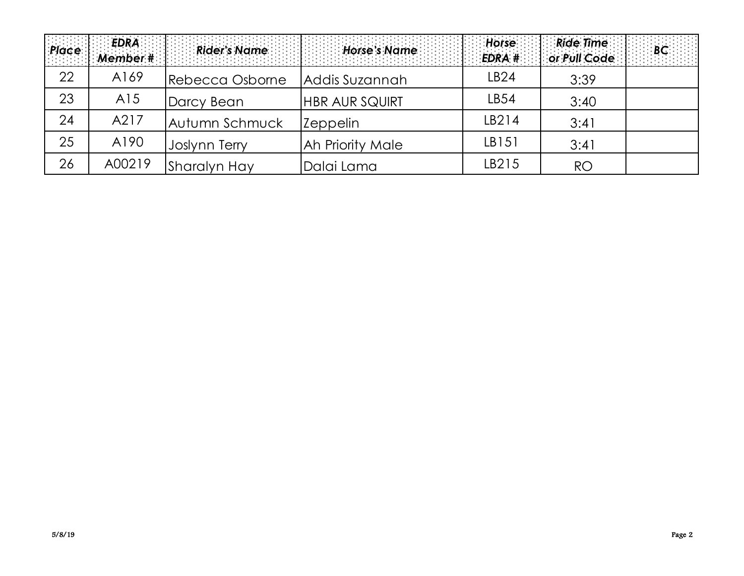| Place | EDRA Member # | Rider's Name | Horse's Name | Horse EDRA # | Ride Time or Pull Code | BC |
|---|---|---|---|---|---|---|
| 22 | A169 | Rebecca Osborne | Addis Suzannah | LB24 | 3:39 | |
| 23 | A15 | Darcy Bean | HBR AUR SQUIRT | LB54 | 3:40 | |
| 24 | A217 | Autumn Schmuck | Zeppelin | LB214 | 3:41 | |
| 25 | A190 | Joslynn Terry | Ah Priority Male | LB151 | 3:41 | |
| 26 | A00219 | Sharalyn Hay | Dalai Lama | LB215 | RO | |

5/8/19